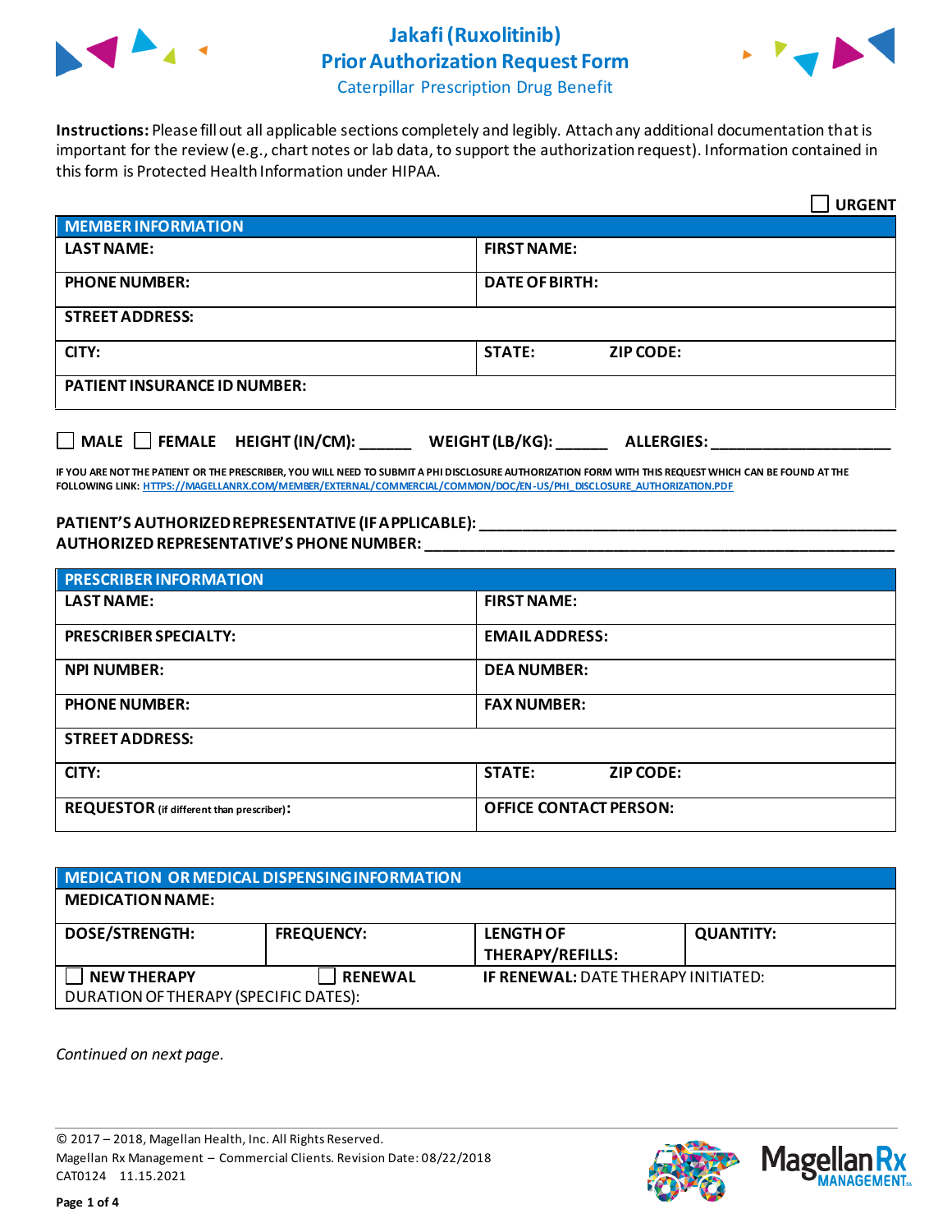# Jakafi (Ruxolitinib)
## Prior Authorization Request Form
### Caterpillar Prescription Drug Benefit

**Instructions:** Please fill out all applicable sections completely and legibly. Attach any additional documentation that is important for the review (e.g., chart notes or lab data, to support the authorization request). Information contained in this form is Protected Health Information under HIPAA.

☐ **URGENT**

| MEMBER INFORMATION | | |
|---|---|---|
| **LAST NAME:** | **FIRST NAME:** | |
| **PHONE NUMBER:** | **DATE OF BIRTH:** | |
| **STREET ADDRESS:** | | |
| **CITY:** | **STATE:** | **ZIP CODE:** |
| **PATIENT INSURANCE ID NUMBER:** | | |

☐ **MALE** ☐ **FEMALE** **HEIGHT (IN/CM):** ______ **WEIGHT (LB/KG):** ______ **ALLERGIES:** ____________________

**IF YOU ARE NOT THE PATIENT OR THE PRESCRIBER, YOU WILL NEED TO SUBMIT A PHI DISCLOSURE AUTHORIZATION FORM WITH THIS REQUEST WHICH CAN BE FOUND AT THE FOLLOWING LINK: HTTPS://MAGELLANRX.COM/MEMBER/EXTERNAL/COMMERCIAL/COMMON/DOC/EN-US/PHI_DISCLOSURE_AUTHORIZATION.PDF**

**PATIENT'S AUTHORIZED REPRESENTATIVE (IF APPLICABLE):** ____________________

**AUTHORIZED REPRESENTATIVE'S PHONE NUMBER:** ____________________

| PRESCRIBER INFORMATION | | |
|---|---|---|
| **LAST NAME:** | **FIRST NAME:** | |
| **PRESCRIBER SPECIALTY:** | **EMAIL ADDRESS:** | |
| **NPI NUMBER:** | **DEA NUMBER:** | |
| **PHONE NUMBER:** | **FAX NUMBER:** | |
| **STREET ADDRESS:** | | |
| **CITY:** | **STATE:** | **ZIP CODE:** |
| **REQUESTOR** (if different than prescriber)**:** | **OFFICE CONTACT PERSON:** | |

| MEDICATION OR MEDICAL DISPENSING INFORMATION | | | |
|---|---|---|---|
| **MEDICATION NAME:** | | | |
| **DOSE/STRENGTH:** | **FREQUENCY:** | **LENGTH OF THERAPY/REFILLS:** | **QUANTITY:** |
| ☐ **NEW THERAPY** | ☐ **RENEWAL** | **IF RENEWAL:** DATE THERAPY INITIATED: | |
| DURATION OF THERAPY (SPECIFIC DATES): | | | |

*Continued on next page.*

© 2017 – 2018, Magellan Health, Inc. All Rights Reserved.
Magellan Rx Management – Commercial Clients. Revision Date: 08/22/2018
CAT0124 11.15.2021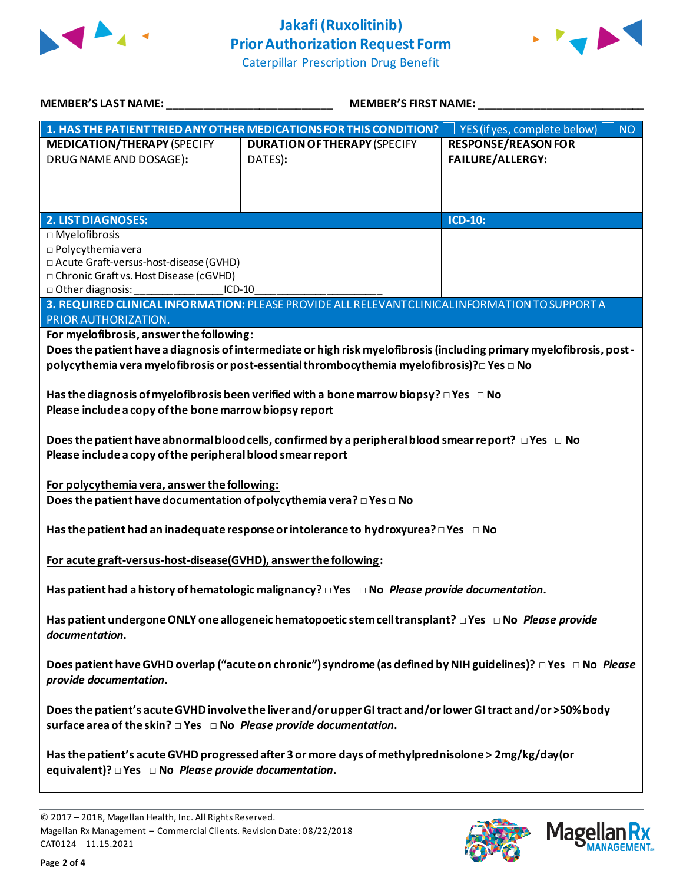# Jakafi (Ruxolitinib)
## Prior Authorization Request Form
Caterpillar Prescription Drug Benefit

**MEMBER'S LAST NAME:** ___________________________ **MEMBER'S FIRST NAME:** ___________________________

| **1. HAS THE PATIENT TRIED ANY OTHER MEDICATIONS FOR THIS CONDITION?** ☐ YES (if yes, complete below) ☐ NO | | |
|---|---|---|
| **MEDICATION/THERAPY** (SPECIFY DRUG NAME AND DOSAGE): | **DURATION OF THERAPY** (SPECIFY DATES): | **RESPONSE/REASON FOR FAILURE/ALLERGY:** |
| | | |

| **2. LIST DIAGNOSES:** | **ICD-10:** |
|---|---|
| □ Myelofibrosis<br>□ Polycythemia vera<br>□ Acute Graft-versus-host-disease (GVHD)<br>□ Chronic Graft vs. Host Disease (cGVHD)<br>□ Other diagnosis: _______________ICD-10_____________________ | |

**3. REQUIRED CLINICAL INFORMATION:** PLEASE PROVIDE ALL RELEVANT CLINICAL INFORMATION TO SUPPORT A PRIOR AUTHORIZATION.

**For myelofibrosis, answer the following:**

**Does the patient have a diagnosis of intermediate or high risk myelofibrosis (including primary myelofibrosis, post-polycythemia vera myelofibrosis or post-essential thrombocythemia myelofibrosis)? □ Yes □ No**

**Has the diagnosis of myelofibrosis been verified with a bone marrow biopsy? □ Yes □ No**
**Please include a copy of the bone marrow biopsy report**

**Does the patient have abnormal blood cells, confirmed by a peripheral blood smear report? □ Yes □ No**
**Please include a copy of the peripheral blood smear report**

**For polycythemia vera, answer the following:**
**Does the patient have documentation of polycythemia vera? □ Yes □ No**

**Has the patient had an inadequate response or intolerance to hydroxyurea? □ Yes □ No**

**For acute graft-versus-host-disease(GVHD), answer the following:**

**Has patient had a history of hematologic malignancy? □ Yes □ No** ***Please provide documentation.***

**Has patient undergone ONLY one allogeneic hematopoetic stem cell transplant? □ Yes □ No** ***Please provide documentation.***

**Does patient have GVHD overlap ("acute on chronic") syndrome (as defined by NIH guidelines)? □ Yes □ No** ***Please provide documentation.***

**Does the patient's acute GVHD involve the liver and/or upper GI tract and/or lower GI tract and/or >50% body surface area of the skin? □ Yes □ No** ***Please provide documentation.***

**Has the patient's acute GVHD progressed after 3 or more days of methylprednisolone > 2mg/kg/day(or equivalent)? □ Yes □ No** ***Please provide documentation.***

© 2017 – 2018, Magellan Health, Inc. All Rights Reserved.
Magellan Rx Management – Commercial Clients. Revision Date: 08/22/2018
CAT0124 11.15.2021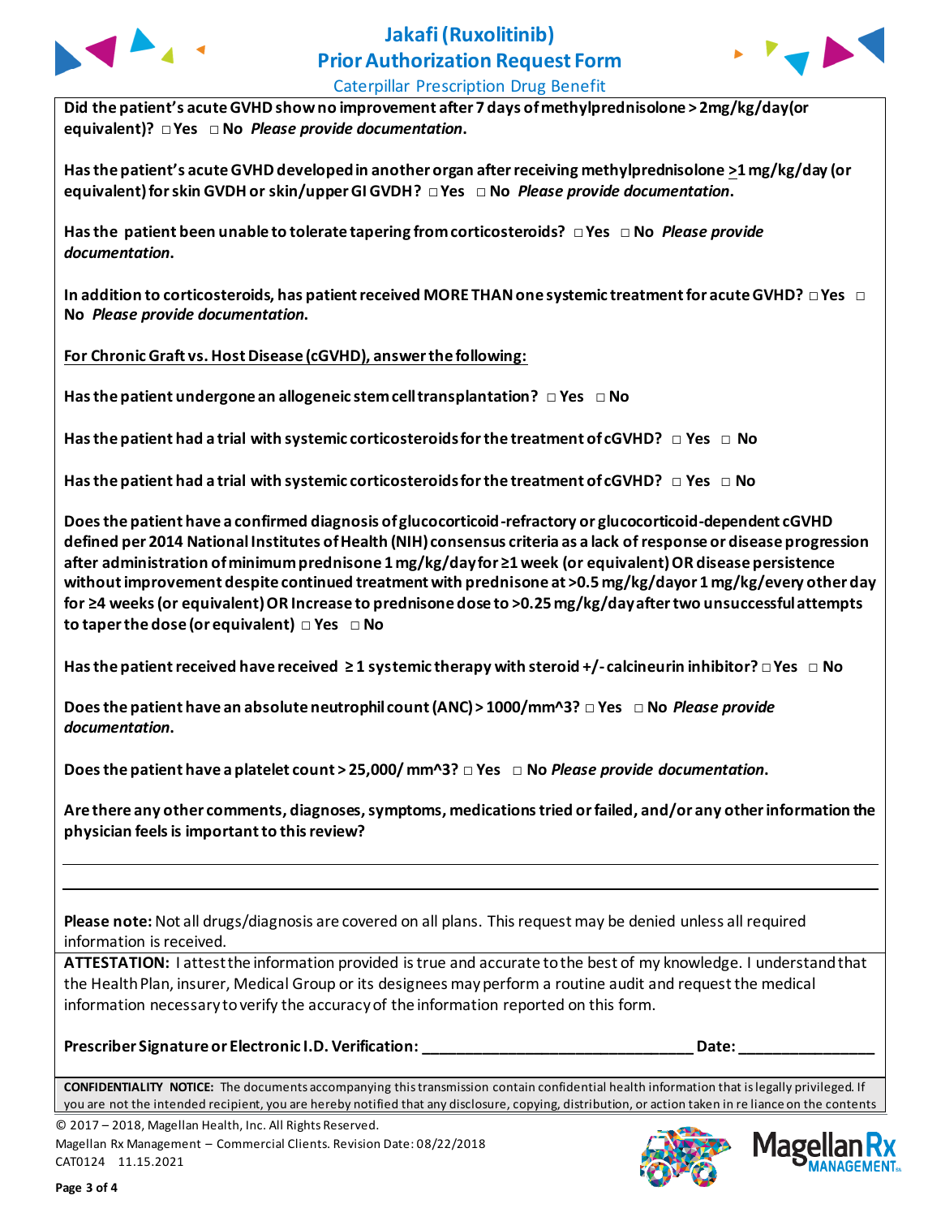**Did the patient's acute GVHD show no improvement after 7 days of methylprednisolone > 2mg/kg/day (or equivalent)?** □ **Yes** □ **No** ***Please provide documentation*.**

**Has the patient's acute GVHD developed in another organ after receiving methylprednisolone $\geq$1 mg/kg/day (or equivalent) for skin GVDH or skin/upper GI GVDH?** □ **Yes** □ **No** ***Please provide documentation*.**

**Has the patient been unable to tolerate tapering from corticosteroids?** □ **Yes** □ **No** ***Please provide documentation*.**

**In addition to corticosteroids, has patient received MORE THAN one systemic treatment for acute GVHD?** □ **Yes** □ **No** ***Please provide documentation*.**

**<u>For Chronic Graft vs. Host Disease (cGVHD), answer the following:</u>**

**Has the patient undergone an allogeneic stem cell transplantation?** □ **Yes** □ **No**

**Has the patient had a trial with systemic corticosteroids for the treatment of cGVHD?** □ **Yes** □ **No**

**Has the patient had a trial with systemic corticosteroids for the treatment of cGVHD?** □ **Yes** □ **No**

**Does the patient have a confirmed diagnosis of glucocorticoid-refractory or glucocorticoid-dependent cGVHD defined per 2014 National Institutes of Health (NIH) consensus criteria as a lack of response or disease progression after administration of minimum prednisone 1 mg/kg/day for ≥1 week (or equivalent) OR disease persistence without improvement despite continued treatment with prednisone at >0.5 mg/kg/day or 1 mg/kg/every other day for ≥4 weeks (or equivalent) OR Increase to prednisone dose to >0.25 mg/kg/day after two unsuccessful attempts to taper the dose (or equivalent)** □ **Yes** □ **No**

**Has the patient received have received ≥ 1 systemic therapy with steroid +/- calcineurin inhibitor?** □ **Yes** □ **No**

**Does the patient have an absolute neutrophil count (ANC) > 1000/mm^3?** □ **Yes** □ **No** ***Please provide documentation*.**

**Does the patient have a platelet count > 25,000/ mm^3?** □ **Yes** □ **No** ***Please provide documentation*.**

**Are there any other comments, diagnoses, symptoms, medications tried or failed, and/or any other information the physician feels is important to this review?**

______________________________________________________________________

______________________________________________________________________

**Please note:** Not all drugs/diagnosis are covered on all plans. This request may be denied unless all required information is received.

**ATTESTATION:** I attest the information provided is true and accurate to the best of my knowledge. I understand that the Health Plan, insurer, Medical Group or its designees may perform a routine audit and request the medical information necessary to verify the accuracy of the information reported on this form.

**Prescriber Signature or Electronic I.D. Verification:** ________________________________ **Date:** ________________

**CONFIDENTIALITY NOTICE:** The documents accompanying this transmission contain confidential health information that is legally privileged. If you are not the intended recipient, you are hereby notified that any disclosure, copying, distribution, or action taken in reliance on the contents

© 2017 – 2018, Magellan Health, Inc. All Rights Reserved.
Magellan Rx Management – Commercial Clients. Revision Date: 08/22/2018
CAT0124 11.15.2021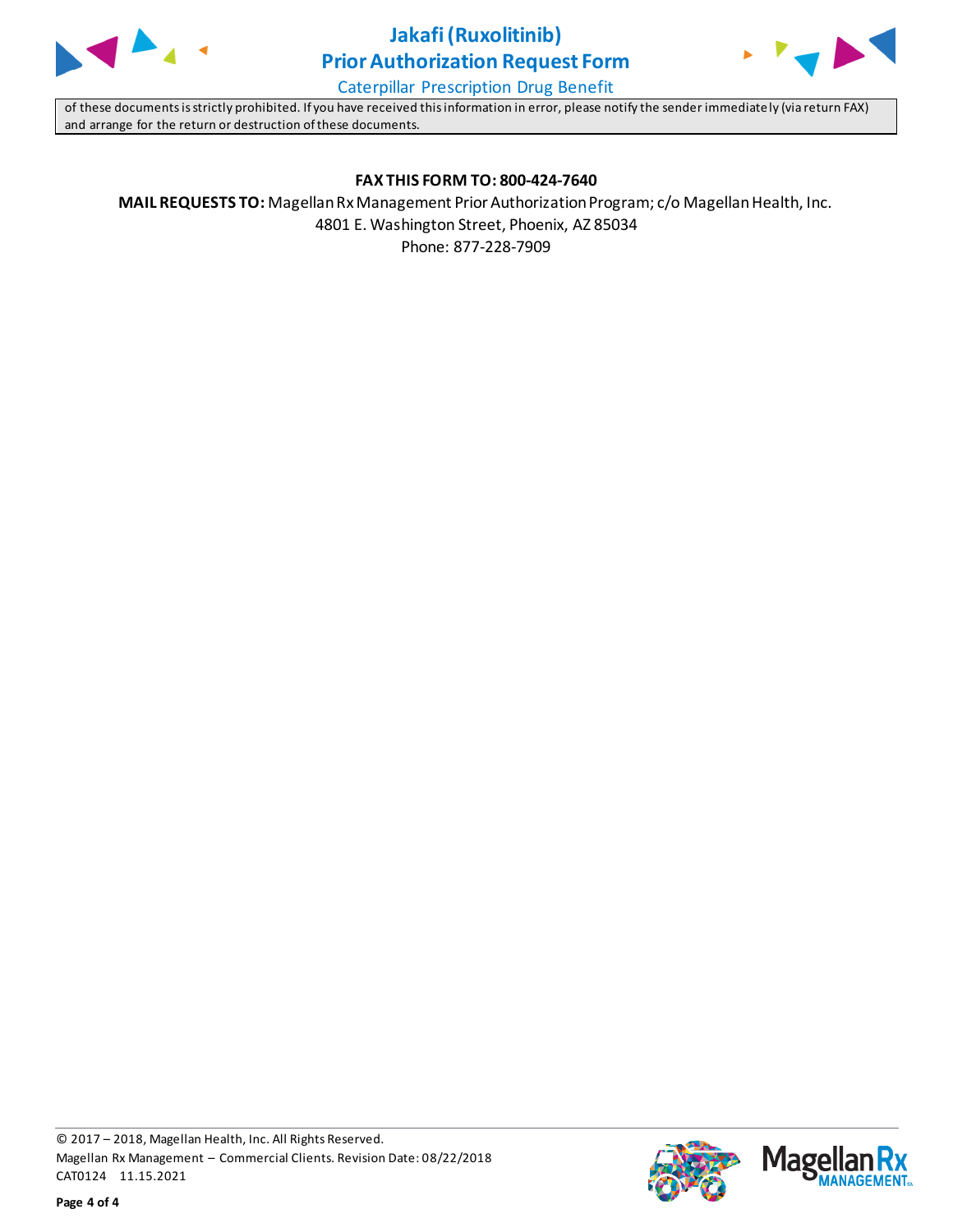of these documents is strictly prohibited. If you have received this information in error, please notify the sender immediately (via return FAX) and arrange for the return or destruction of these documents.

**FAX THIS FORM TO: 800-424-7640**

**MAIL REQUESTS TO:** Magellan Rx Management Prior Authorization Program; c/o Magellan Health, Inc.
4801 E. Washington Street, Phoenix, AZ 85034
Phone: 877-228-7909